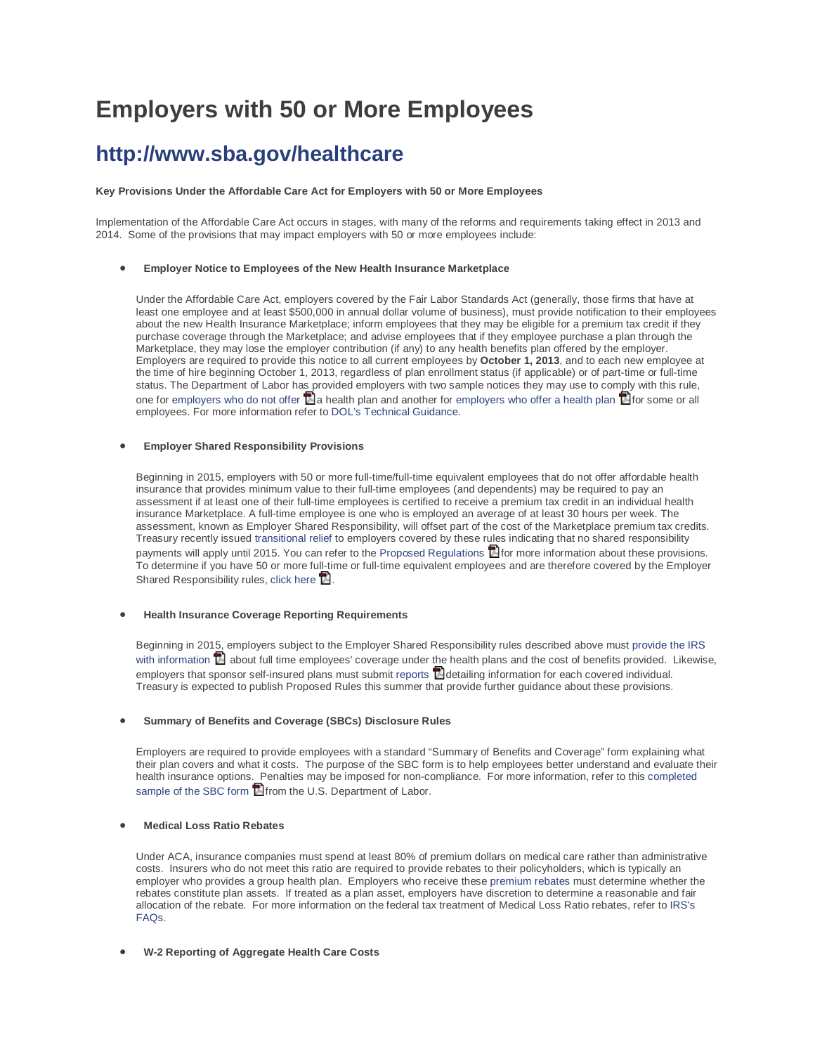# Employers with 50 or More Employees

## http://www.sba.gov/healthcare

**Key Provisions Under the Affordable Care Act for Employers with 50 or More Employees**

Implementation of the Affordable Care Act occurs in stages, with many of the reforms and requirements taking effect in 2013 and 2014. Some of the provisions that may impact employers with 50 or more employees include:

- **Employer Notice to Employees of the New Health Insurance Marketplace**

  Under the Affordable Care Act, employers covered by the Fair Labor Standards Act (generally, those firms that have at least one employee and at least $500,000 in annual dollar volume of business), must provide notification to their employees about the new Health Insurance Marketplace; inform employees that they may be eligible for a premium tax credit if they purchase coverage through the Marketplace; and advise employees that if they employee purchase a plan through the Marketplace, they may lose the employer contribution (if any) to any health benefits plan offered by the employer. Employers are required to provide this notice to all current employees by **October 1, 2013**, and to each new employee at the time of hire beginning October 1, 2013, regardless of plan enrollment status (if applicable) or of part-time or full-time status. The Department of Labor has provided employers with two sample notices they may use to comply with this rule, one for employers who do not offer a health plan and another for employers who offer a health plan for some or all employees. For more information refer to DOL's Technical Guidance.

- **Employer Shared Responsibility Provisions**

  Beginning in 2015, employers with 50 or more full-time/full-time equivalent employees that do not offer affordable health insurance that provides minimum value to their full-time employees (and dependents) may be required to pay an assessment if at least one of their full-time employees is certified to receive a premium tax credit in an individual health insurance Marketplace. A full-time employee is one who is employed an average of at least 30 hours per week. The assessment, known as Employer Shared Responsibility, will offset part of the cost of the Marketplace premium tax credits. Treasury recently issued transitional relief to employers covered by these rules indicating that no shared responsibility payments will apply until 2015. You can refer to the Proposed Regulations for more information about these provisions. To determine if you have 50 or more full-time or full-time equivalent employees and are therefore covered by the Employer Shared Responsibility rules, click here.

- **Health Insurance Coverage Reporting Requirements**

  Beginning in 2015, employers subject to the Employer Shared Responsibility rules described above must provide the IRS with information about full time employees' coverage under the health plans and the cost of benefits provided. Likewise, employers that sponsor self-insured plans must submit reports detailing information for each covered individual. Treasury is expected to publish Proposed Rules this summer that provide further guidance about these provisions.

- **Summary of Benefits and Coverage (SBCs) Disclosure Rules**

  Employers are required to provide employees with a standard "Summary of Benefits and Coverage" form explaining what their plan covers and what it costs. The purpose of the SBC form is to help employees better understand and evaluate their health insurance options. Penalties may be imposed for non-compliance. For more information, refer to this completed sample of the SBC form from the U.S. Department of Labor.

- **Medical Loss Ratio Rebates**

  Under ACA, insurance companies must spend at least 80% of premium dollars on medical care rather than administrative costs. Insurers who do not meet this ratio are required to provide rebates to their policyholders, which is typically an employer who provides a group health plan. Employers who receive these premium rebates must determine whether the rebates constitute plan assets. If treated as a plan asset, employers have discretion to determine a reasonable and fair allocation of the rebate. For more information on the federal tax treatment of Medical Loss Ratio rebates, refer to IRS's FAQs.

- **W-2 Reporting of Aggregate Health Care Costs**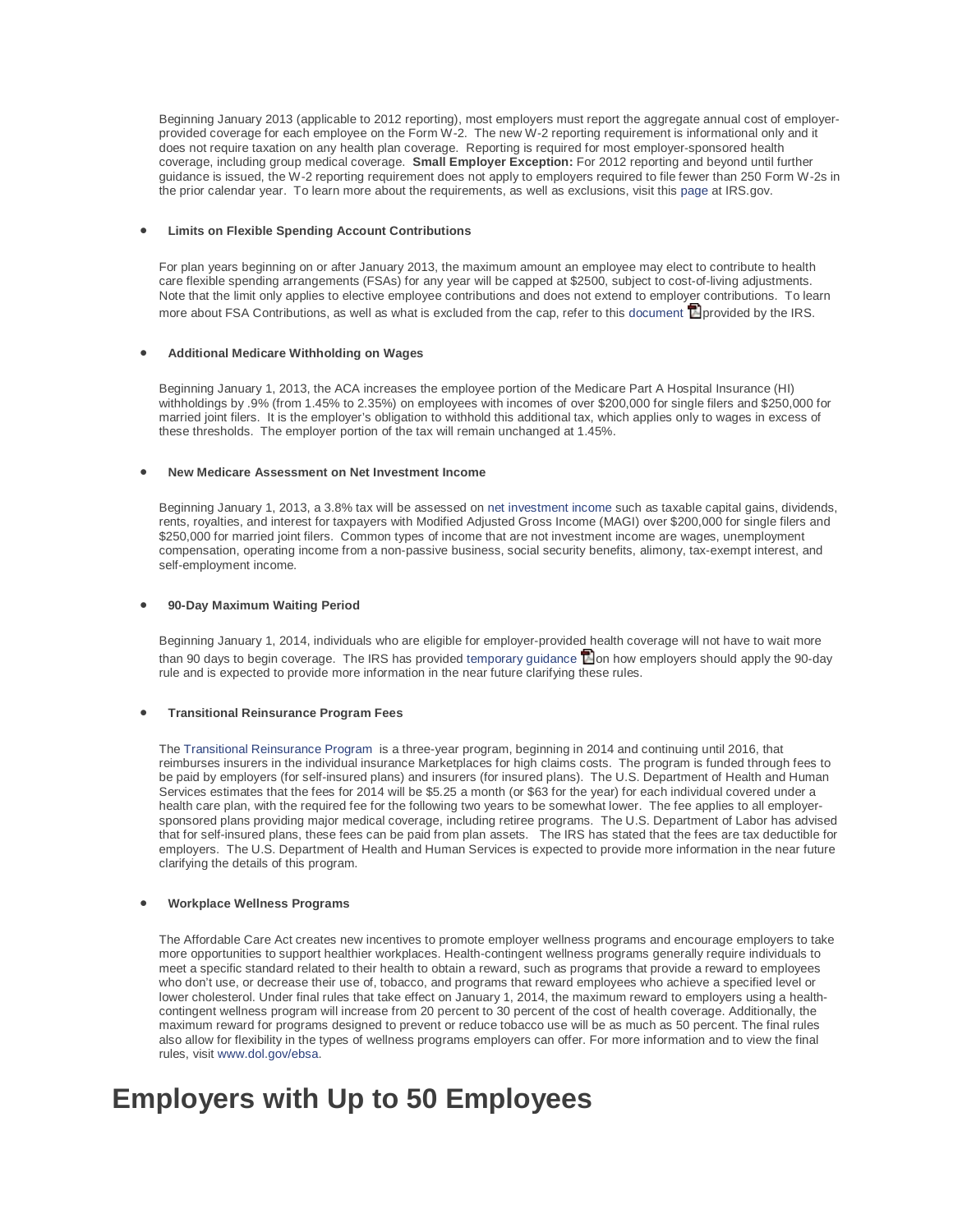Beginning January 2013 (applicable to 2012 reporting), most employers must report the aggregate annual cost of employer-provided coverage for each employee on the Form W-2. The new W-2 reporting requirement is informational only and it does not require taxation on any health plan coverage. Reporting is required for most employer-sponsored health coverage, including group medical coverage. **Small Employer Exception:** For 2012 reporting and beyond until further guidance is issued, the W-2 reporting requirement does not apply to employers required to file fewer than 250 Form W-2s in the prior calendar year. To learn more about the requirements, as well as exclusions, visit this page at IRS.gov.

- **Limits on Flexible Spending Account Contributions**

For plan years beginning on or after January 2013, the maximum amount an employee may elect to contribute to health care flexible spending arrangements (FSAs) for any year will be capped at $2500, subject to cost-of-living adjustments. Note that the limit only applies to elective employee contributions and does not extend to employer contributions. To learn more about FSA Contributions, as well as what is excluded from the cap, refer to this document provided by the IRS.

- **Additional Medicare Withholding on Wages**

Beginning January 1, 2013, the ACA increases the employee portion of the Medicare Part A Hospital Insurance (HI) withholdings by .9% (from 1.45% to 2.35%) on employees with incomes of over $200,000 for single filers and $250,000 for married joint filers. It is the employer's obligation to withhold this additional tax, which applies only to wages in excess of these thresholds. The employer portion of the tax will remain unchanged at 1.45%.

- **New Medicare Assessment on Net Investment Income**

Beginning January 1, 2013, a 3.8% tax will be assessed on net investment income such as taxable capital gains, dividends, rents, royalties, and interest for taxpayers with Modified Adjusted Gross Income (MAGI) over $200,000 for single filers and $250,000 for married joint filers. Common types of income that are not investment income are wages, unemployment compensation, operating income from a non-passive business, social security benefits, alimony, tax-exempt interest, and self-employment income.

- **90-Day Maximum Waiting Period**

Beginning January 1, 2014, individuals who are eligible for employer-provided health coverage will not have to wait more than 90 days to begin coverage. The IRS has provided temporary guidance on how employers should apply the 90-day rule and is expected to provide more information in the near future clarifying these rules.

- **Transitional Reinsurance Program Fees**

The Transitional Reinsurance Program is a three-year program, beginning in 2014 and continuing until 2016, that reimburses insurers in the individual insurance Marketplaces for high claims costs. The program is funded through fees to be paid by employers (for self-insured plans) and insurers (for insured plans). The U.S. Department of Health and Human Services estimates that the fees for 2014 will be $5.25 a month (or $63 for the year) for each individual covered under a health care plan, with the required fee for the following two years to be somewhat lower. The fee applies to all employer-sponsored plans providing major medical coverage, including retiree programs. The U.S. Department of Labor has advised that for self-insured plans, these fees can be paid from plan assets. The IRS has stated that the fees are tax deductible for employers. The U.S. Department of Health and Human Services is expected to provide more information in the near future clarifying the details of this program.

- **Workplace Wellness Programs**

The Affordable Care Act creates new incentives to promote employer wellness programs and encourage employers to take more opportunities to support healthier workplaces. Health-contingent wellness programs generally require individuals to meet a specific standard related to their health to obtain a reward, such as programs that provide a reward to employees who don't use, or decrease their use of, tobacco, and programs that reward employees who achieve a specified level or lower cholesterol. Under final rules that take effect on January 1, 2014, the maximum reward to employers using a health-contingent wellness program will increase from 20 percent to 30 percent of the cost of health coverage. Additionally, the maximum reward for programs designed to prevent or reduce tobacco use will be as much as 50 percent. The final rules also allow for flexibility in the types of wellness programs employers can offer. For more information and to view the final rules, visit www.dol.gov/ebsa.

# Employers with Up to 50 Employees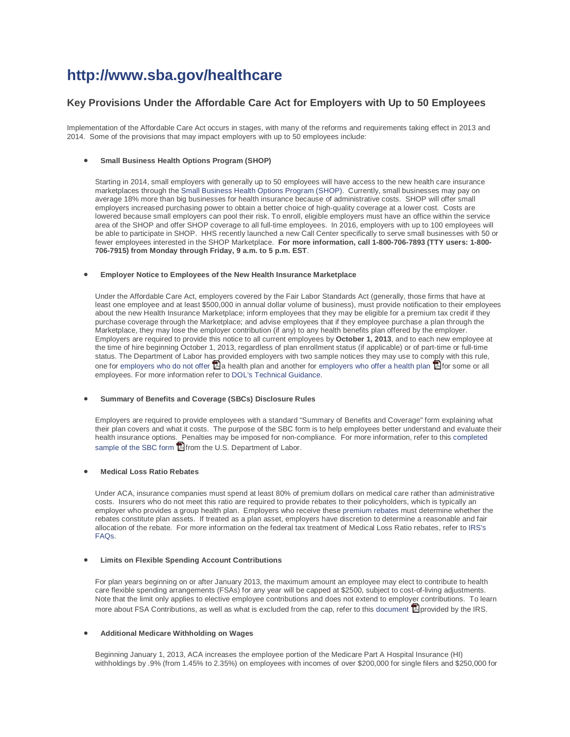# http://www.sba.gov/healthcare

## Key Provisions Under the Affordable Care Act for Employers with Up to 50 Employees

Implementation of the Affordable Care Act occurs in stages, with many of the reforms and requirements taking effect in 2013 and 2014. Some of the provisions that may impact employers with up to 50 employees include:

- **Small Business Health Options Program (SHOP)**

  Starting in 2014, small employers with generally up to 50 employees will have access to the new health care insurance marketplaces through the Small Business Health Options Program (SHOP). Currently, small businesses may pay on average 18% more than big businesses for health insurance because of administrative costs. SHOP will offer small employers increased purchasing power to obtain a better choice of high-quality coverage at a lower cost. Costs are lowered because small employers can pool their risk. To enroll, eligible employers must have an office within the service area of the SHOP and offer SHOP coverage to all full-time employees. In 2016, employers with up to 100 employees will be able to participate in SHOP. HHS recently launched a new Call Center specifically to serve small businesses with 50 or fewer employees interested in the SHOP Marketplace. **For more information, call 1-800-706-7893 (TTY users: 1-800-706-7915) from Monday through Friday, 9 a.m. to 5 p.m. EST**.

- **Employer Notice to Employees of the New Health Insurance Marketplace**

  Under the Affordable Care Act, employers covered by the Fair Labor Standards Act (generally, those firms that have at least one employee and at least $500,000 in annual dollar volume of business), must provide notification to their employees about the new Health Insurance Marketplace; inform employees that they may be eligible for a premium tax credit if they purchase coverage through the Marketplace; and advise employees that if they employee purchase a plan through the Marketplace, they may lose the employer contribution (if any) to any health benefits plan offered by the employer. Employers are required to provide this notice to all current employees by **October 1, 2013**, and to each new employee at the time of hire beginning October 1, 2013, regardless of plan enrollment status (if applicable) or of part-time or full-time status. The Department of Labor has provided employers with two sample notices they may use to comply with this rule, one for employers who do not offer a health plan and another for employers who offer a health plan for some or all employees. For more information refer to DOL's Technical Guidance.

- **Summary of Benefits and Coverage (SBCs) Disclosure Rules**

  Employers are required to provide employees with a standard "Summary of Benefits and Coverage" form explaining what their plan covers and what it costs. The purpose of the SBC form is to help employees better understand and evaluate their health insurance options. Penalties may be imposed for non-compliance. For more information, refer to this completed sample of the SBC form from the U.S. Department of Labor.

- **Medical Loss Ratio Rebates**

  Under ACA, insurance companies must spend at least 80% of premium dollars on medical care rather than administrative costs. Insurers who do not meet this ratio are required to provide rebates to their policyholders, which is typically an employer who provides a group health plan. Employers who receive these premium rebates must determine whether the rebates constitute plan assets. If treated as a plan asset, employers have discretion to determine a reasonable and fair allocation of the rebate. For more information on the federal tax treatment of Medical Loss Ratio rebates, refer to IRS's FAQs.

- **Limits on Flexible Spending Account Contributions**

  For plan years beginning on or after January 2013, the maximum amount an employee may elect to contribute to health care flexible spending arrangements (FSAs) for any year will be capped at $2500, subject to cost-of-living adjustments. Note that the limit only applies to elective employee contributions and does not extend to employer contributions. To learn more about FSA Contributions, as well as what is excluded from the cap, refer to this document provided by the IRS.

- **Additional Medicare Withholding on Wages**

  Beginning January 1, 2013, ACA increases the employee portion of the Medicare Part A Hospital Insurance (HI) withholdings by .9% (from 1.45% to 2.35%) on employees with incomes of over $200,000 for single filers and $250,000 for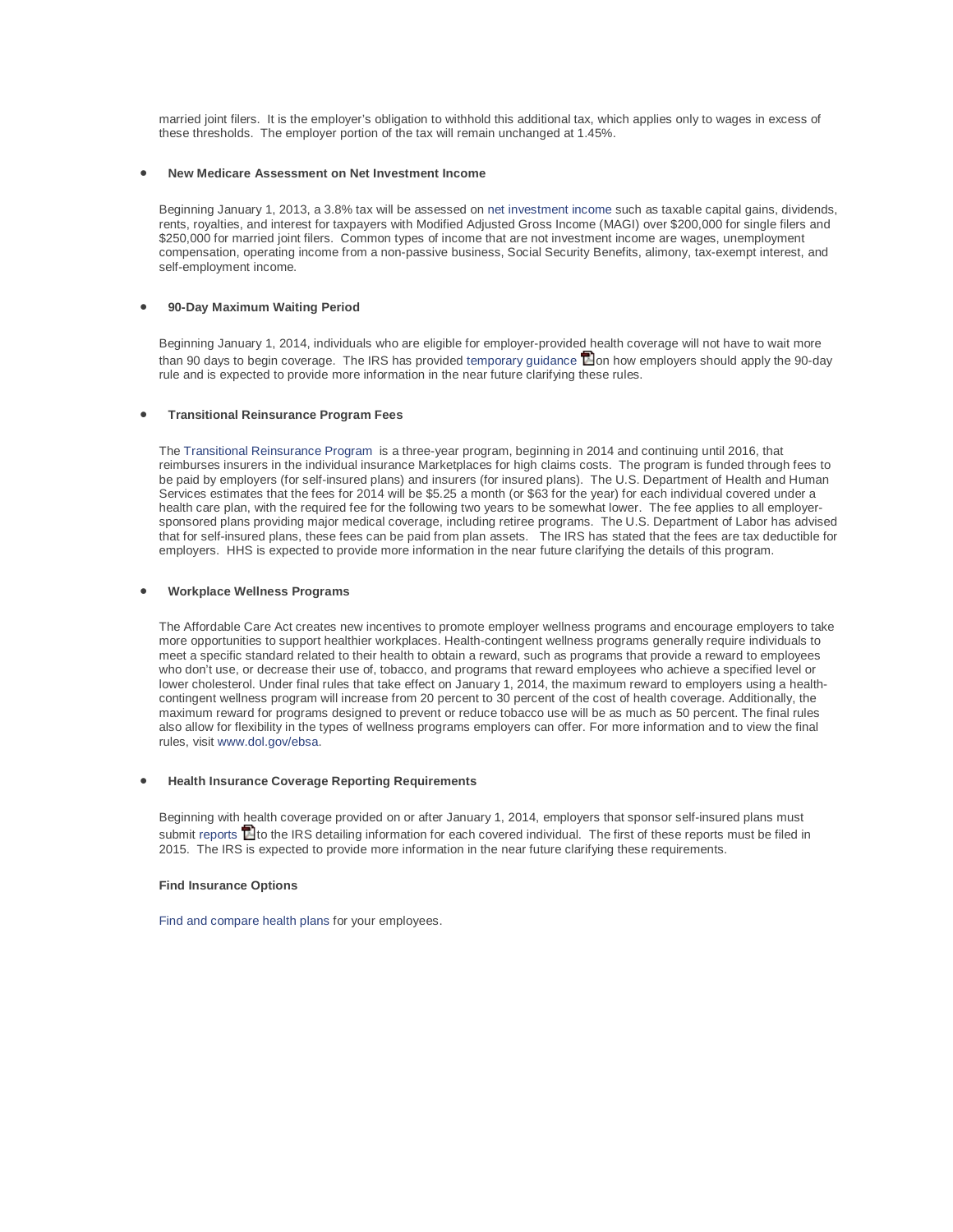married joint filers. It is the employer's obligation to withhold this additional tax, which applies only to wages in excess of these thresholds. The employer portion of the tax will remain unchanged at 1.45%.

- **New Medicare Assessment on Net Investment Income**

  Beginning January 1, 2013, a 3.8% tax will be assessed on net investment income such as taxable capital gains, dividends, rents, royalties, and interest for taxpayers with Modified Adjusted Gross Income (MAGI) over $200,000 for single filers and $250,000 for married joint filers. Common types of income that are not investment income are wages, unemployment compensation, operating income from a non-passive business, Social Security Benefits, alimony, tax-exempt interest, and self-employment income.

- **90-Day Maximum Waiting Period**

  Beginning January 1, 2014, individuals who are eligible for employer-provided health coverage will not have to wait more than 90 days to begin coverage. The IRS has provided temporary guidance on how employers should apply the 90-day rule and is expected to provide more information in the near future clarifying these rules.

- **Transitional Reinsurance Program Fees**

  The Transitional Reinsurance Program is a three-year program, beginning in 2014 and continuing until 2016, that reimburses insurers in the individual insurance Marketplaces for high claims costs. The program is funded through fees to be paid by employers (for self-insured plans) and insurers (for insured plans). The U.S. Department of Health and Human Services estimates that the fees for 2014 will be $5.25 a month (or $63 for the year) for each individual covered under a health care plan, with the required fee for the following two years to be somewhat lower. The fee applies to all employer-sponsored plans providing major medical coverage, including retiree programs. The U.S. Department of Labor has advised that for self-insured plans, these fees can be paid from plan assets. The IRS has stated that the fees are tax deductible for employers. HHS is expected to provide more information in the near future clarifying the details of this program.

- **Workplace Wellness Programs**

  The Affordable Care Act creates new incentives to promote employer wellness programs and encourage employers to take more opportunities to support healthier workplaces. Health-contingent wellness programs generally require individuals to meet a specific standard related to their health to obtain a reward, such as programs that provide a reward to employees who don't use, or decrease their use of, tobacco, and programs that reward employees who achieve a specified level or lower cholesterol. Under final rules that take effect on January 1, 2014, the maximum reward to employers using a health-contingent wellness program will increase from 20 percent to 30 percent of the cost of health coverage. Additionally, the maximum reward for programs designed to prevent or reduce tobacco use will be as much as 50 percent. The final rules also allow for flexibility in the types of wellness programs employers can offer. For more information and to view the final rules, visit www.dol.gov/ebsa.

- **Health Insurance Coverage Reporting Requirements**

  Beginning with health coverage provided on or after January 1, 2014, employers that sponsor self-insured plans must submit reports to the IRS detailing information for each covered individual. The first of these reports must be filed in 2015. The IRS is expected to provide more information in the near future clarifying these requirements.

**Find Insurance Options**

Find and compare health plans for your employees.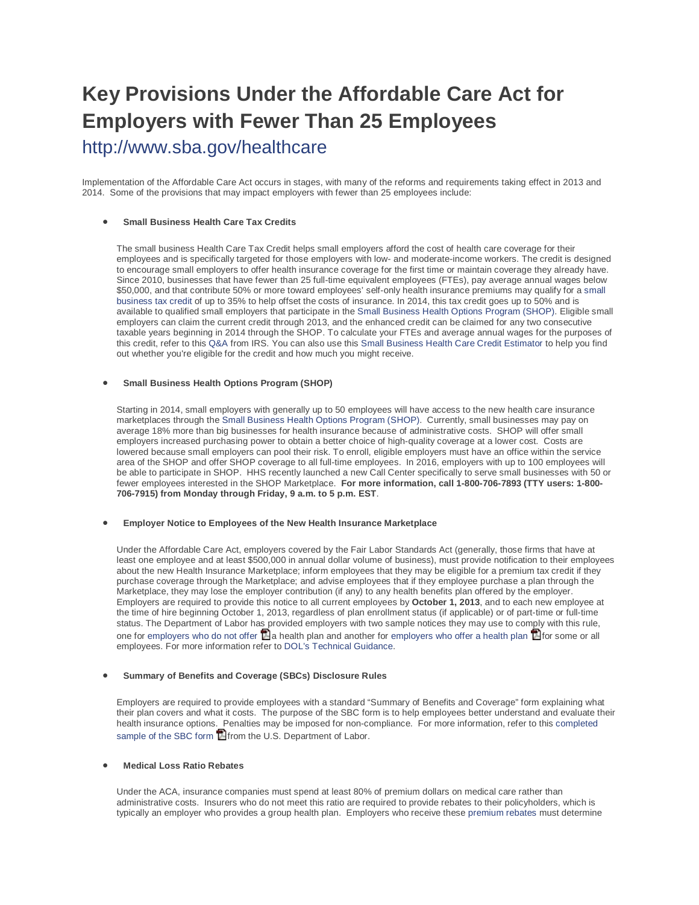# Key Provisions Under the Affordable Care Act for Employers with Fewer Than 25 Employees

## http://www.sba.gov/healthcare

Implementation of the Affordable Care Act occurs in stages, with many of the reforms and requirements taking effect in 2013 and 2014. Some of the provisions that may impact employers with fewer than 25 employees include:

- **Small Business Health Care Tax Credits**

  The small business Health Care Tax Credit helps small employers afford the cost of health care coverage for their employees and is specifically targeted for those employers with low- and moderate-income workers. The credit is designed to encourage small employers to offer health insurance coverage for the first time or maintain coverage they already have. Since 2010, businesses that have fewer than 25 full-time equivalent employees (FTEs), pay average annual wages below $50,000, and that contribute 50% or more toward employees' self-only health insurance premiums may qualify for a small business tax credit of up to 35% to help offset the costs of insurance. In 2014, this tax credit goes up to 50% and is available to qualified small employers that participate in the Small Business Health Options Program (SHOP). Eligible small employers can claim the current credit through 2013, and the enhanced credit can be claimed for any two consecutive taxable years beginning in 2014 through the SHOP. To calculate your FTEs and average annual wages for the purposes of this credit, refer to this Q&A from IRS. You can also use this Small Business Health Care Credit Estimator to help you find out whether you're eligible for the credit and how much you might receive.

- **Small Business Health Options Program (SHOP)**

  Starting in 2014, small employers with generally up to 50 employees will have access to the new health care insurance marketplaces through the Small Business Health Options Program (SHOP). Currently, small businesses may pay on average 18% more than big businesses for health insurance because of administrative costs. SHOP will offer small employers increased purchasing power to obtain a better choice of high-quality coverage at a lower cost. Costs are lowered because small employers can pool their risk. To enroll, eligible employers must have an office within the service area of the SHOP and offer SHOP coverage to all full-time employees. In 2016, employers with up to 100 employees will be able to participate in SHOP. HHS recently launched a new Call Center specifically to serve small businesses with 50 or fewer employees interested in the SHOP Marketplace. **For more information, call 1-800-706-7893 (TTY users: 1-800-706-7915) from Monday through Friday, 9 a.m. to 5 p.m. EST**.

- **Employer Notice to Employees of the New Health Insurance Marketplace**

  Under the Affordable Care Act, employers covered by the Fair Labor Standards Act (generally, those firms that have at least one employee and at least $500,000 in annual dollar volume of business), must provide notification to their employees about the new Health Insurance Marketplace; inform employees that they may be eligible for a premium tax credit if they purchase coverage through the Marketplace; and advise employees that if they employee purchase a plan through the Marketplace, they may lose the employer contribution (if any) to any health benefits plan offered by the employer. Employers are required to provide this notice to all current employees by **October 1, 2013**, and to each new employee at the time of hire beginning October 1, 2013, regardless of plan enrollment status (if applicable) or of part-time or full-time status. The Department of Labor has provided employers with two sample notices they may use to comply with this rule, one for employers who do not offer a health plan and another for employers who offer a health plan for some or all employees. For more information refer to DOL's Technical Guidance.

- **Summary of Benefits and Coverage (SBCs) Disclosure Rules**

  Employers are required to provide employees with a standard "Summary of Benefits and Coverage" form explaining what their plan covers and what it costs. The purpose of the SBC form is to help employees better understand and evaluate their health insurance options. Penalties may be imposed for non-compliance. For more information, refer to this completed sample of the SBC form from the U.S. Department of Labor.

- **Medical Loss Ratio Rebates**

  Under the ACA, insurance companies must spend at least 80% of premium dollars on medical care rather than administrative costs. Insurers who do not meet this ratio are required to provide rebates to their policyholders, which is typically an employer who provides a group health plan. Employers who receive these premium rebates must determine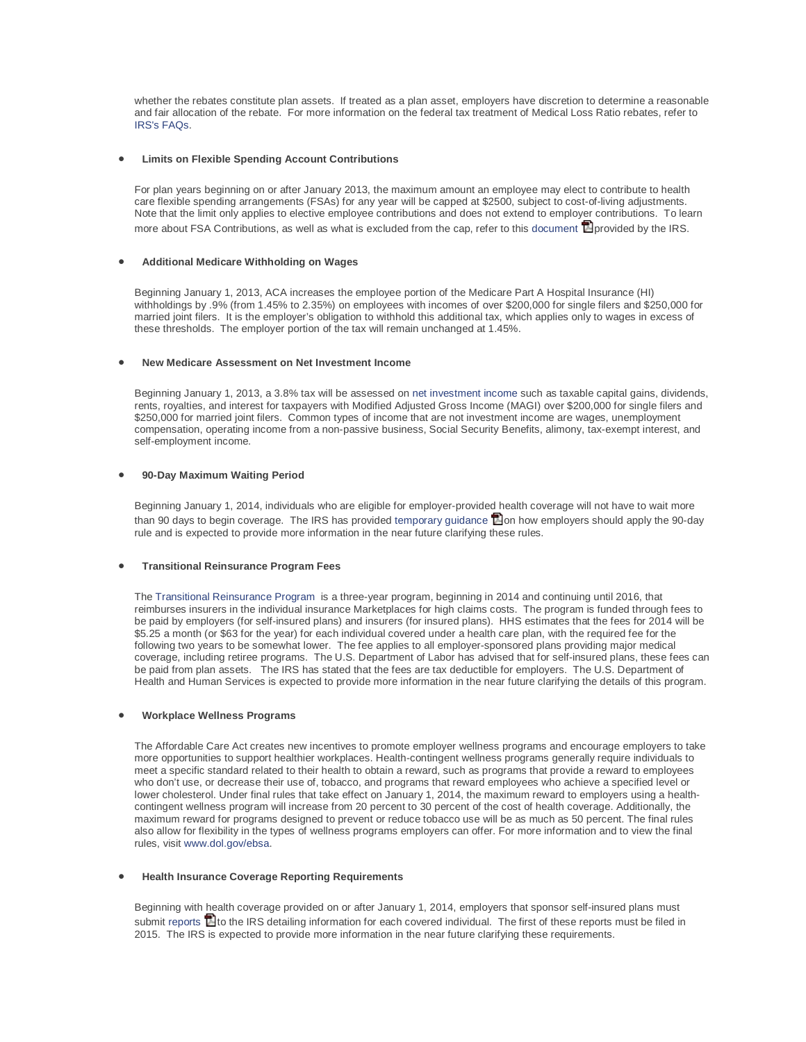whether the rebates constitute plan assets. If treated as a plan asset, employers have discretion to determine a reasonable and fair allocation of the rebate. For more information on the federal tax treatment of Medical Loss Ratio rebates, refer to IRS's FAQs.

- **Limits on Flexible Spending Account Contributions**

  For plan years beginning on or after January 2013, the maximum amount an employee may elect to contribute to health care flexible spending arrangements (FSAs) for any year will be capped at $2500, subject to cost-of-living adjustments. Note that the limit only applies to elective employee contributions and does not extend to employer contributions. To learn more about FSA Contributions, as well as what is excluded from the cap, refer to this document provided by the IRS.

- **Additional Medicare Withholding on Wages**

  Beginning January 1, 2013, ACA increases the employee portion of the Medicare Part A Hospital Insurance (HI) withholdings by .9% (from 1.45% to 2.35%) on employees with incomes of over $200,000 for single filers and $250,000 for married joint filers. It is the employer's obligation to withhold this additional tax, which applies only to wages in excess of these thresholds. The employer portion of the tax will remain unchanged at 1.45%.

- **New Medicare Assessment on Net Investment Income**

  Beginning January 1, 2013, a 3.8% tax will be assessed on net investment income such as taxable capital gains, dividends, rents, royalties, and interest for taxpayers with Modified Adjusted Gross Income (MAGI) over $200,000 for single filers and $250,000 for married joint filers. Common types of income that are not investment income are wages, unemployment compensation, operating income from a non-passive business, Social Security Benefits, alimony, tax-exempt interest, and self-employment income.

- **90-Day Maximum Waiting Period**

  Beginning January 1, 2014, individuals who are eligible for employer-provided health coverage will not have to wait more than 90 days to begin coverage. The IRS has provided temporary guidance on how employers should apply the 90-day rule and is expected to provide more information in the near future clarifying these rules.

- **Transitional Reinsurance Program Fees**

  The Transitional Reinsurance Program is a three-year program, beginning in 2014 and continuing until 2016, that reimburses insurers in the individual insurance Marketplaces for high claims costs. The program is funded through fees to be paid by employers (for self-insured plans) and insurers (for insured plans). HHS estimates that the fees for 2014 will be $5.25 a month (or $63 for the year) for each individual covered under a health care plan, with the required fee for the following two years to be somewhat lower. The fee applies to all employer-sponsored plans providing major medical coverage, including retiree programs. The U.S. Department of Labor has advised that for self-insured plans, these fees can be paid from plan assets. The IRS has stated that the fees are tax deductible for employers. The U.S. Department of Health and Human Services is expected to provide more information in the near future clarifying the details of this program.

- **Workplace Wellness Programs**

  The Affordable Care Act creates new incentives to promote employer wellness programs and encourage employers to take more opportunities to support healthier workplaces. Health-contingent wellness programs generally require individuals to meet a specific standard related to their health to obtain a reward, such as programs that provide a reward to employees who don't use, or decrease their use of, tobacco, and programs that reward employees who achieve a specified level or lower cholesterol. Under final rules that take effect on January 1, 2014, the maximum reward to employers using a health-contingent wellness program will increase from 20 percent to 30 percent of the cost of health coverage. Additionally, the maximum reward for programs designed to prevent or reduce tobacco use will be as much as 50 percent. The final rules also allow for flexibility in the types of wellness programs employers can offer. For more information and to view the final rules, visit www.dol.gov/ebsa.

- **Health Insurance Coverage Reporting Requirements**

  Beginning with health coverage provided on or after January 1, 2014, employers that sponsor self-insured plans must submit reports to the IRS detailing information for each covered individual. The first of these reports must be filed in 2015. The IRS is expected to provide more information in the near future clarifying these requirements.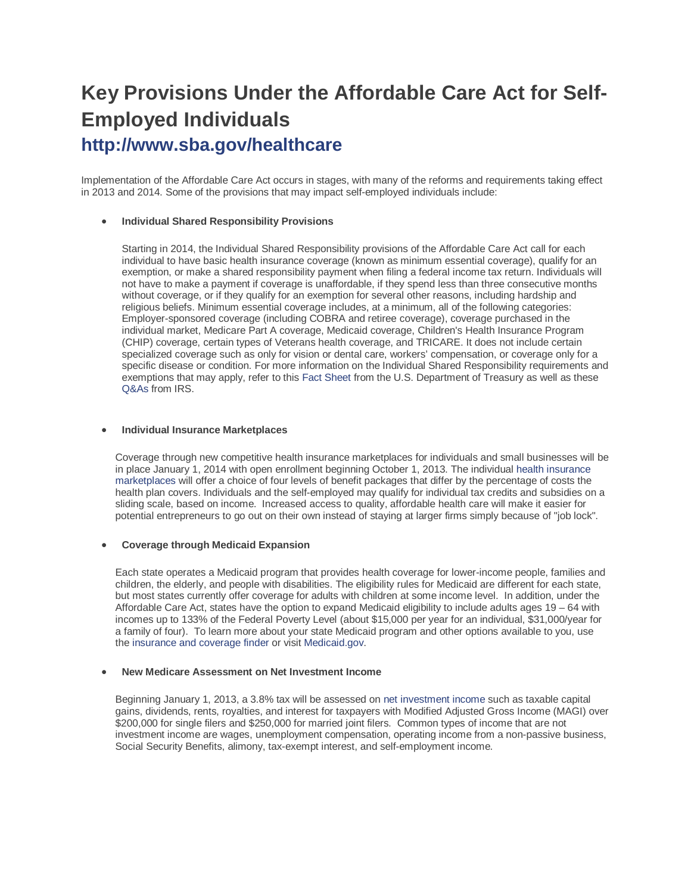# Key Provisions Under the Affordable Care Act for Self-Employed Individuals

## http://www.sba.gov/healthcare

Implementation of the Affordable Care Act occurs in stages, with many of the reforms and requirements taking effect in 2013 and 2014. Some of the provisions that may impact self-employed individuals include:

- **Individual Shared Responsibility Provisions**

  Starting in 2014, the Individual Shared Responsibility provisions of the Affordable Care Act call for each individual to have basic health insurance coverage (known as minimum essential coverage), qualify for an exemption, or make a shared responsibility payment when filing a federal income tax return. Individuals will not have to make a payment if coverage is unaffordable, if they spend less than three consecutive months without coverage, or if they qualify for an exemption for several other reasons, including hardship and religious beliefs. Minimum essential coverage includes, at a minimum, all of the following categories: Employer-sponsored coverage (including COBRA and retiree coverage), coverage purchased in the individual market, Medicare Part A coverage, Medicaid coverage, Children's Health Insurance Program (CHIP) coverage, certain types of Veterans health coverage, and TRICARE. It does not include certain specialized coverage such as only for vision or dental care, workers' compensation, or coverage only for a specific disease or condition. For more information on the Individual Shared Responsibility requirements and exemptions that may apply, refer to this Fact Sheet from the U.S. Department of Treasury as well as these Q&As from IRS.

- **Individual Insurance Marketplaces**

  Coverage through new competitive health insurance marketplaces for individuals and small businesses will be in place January 1, 2014 with open enrollment beginning October 1, 2013. The individual health insurance marketplaces will offer a choice of four levels of benefit packages that differ by the percentage of costs the health plan covers. Individuals and the self-employed may qualify for individual tax credits and subsidies on a sliding scale, based on income. Increased access to quality, affordable health care will make it easier for potential entrepreneurs to go out on their own instead of staying at larger firms simply because of "job lock".

- **Coverage through Medicaid Expansion**

  Each state operates a Medicaid program that provides health coverage for lower-income people, families and children, the elderly, and people with disabilities. The eligibility rules for Medicaid are different for each state, but most states currently offer coverage for adults with children at some income level. In addition, under the Affordable Care Act, states have the option to expand Medicaid eligibility to include adults ages 19 – 64 with incomes up to 133% of the Federal Poverty Level (about $15,000 per year for an individual, $31,000/year for a family of four). To learn more about your state Medicaid program and other options available to you, use the insurance and coverage finder or visit Medicaid.gov.

- **New Medicare Assessment on Net Investment Income**

  Beginning January 1, 2013, a 3.8% tax will be assessed on net investment income such as taxable capital gains, dividends, rents, royalties, and interest for taxpayers with Modified Adjusted Gross Income (MAGI) over $200,000 for single filers and $250,000 for married joint filers. Common types of income that are not investment income are wages, unemployment compensation, operating income from a non-passive business, Social Security Benefits, alimony, tax-exempt interest, and self-employment income.